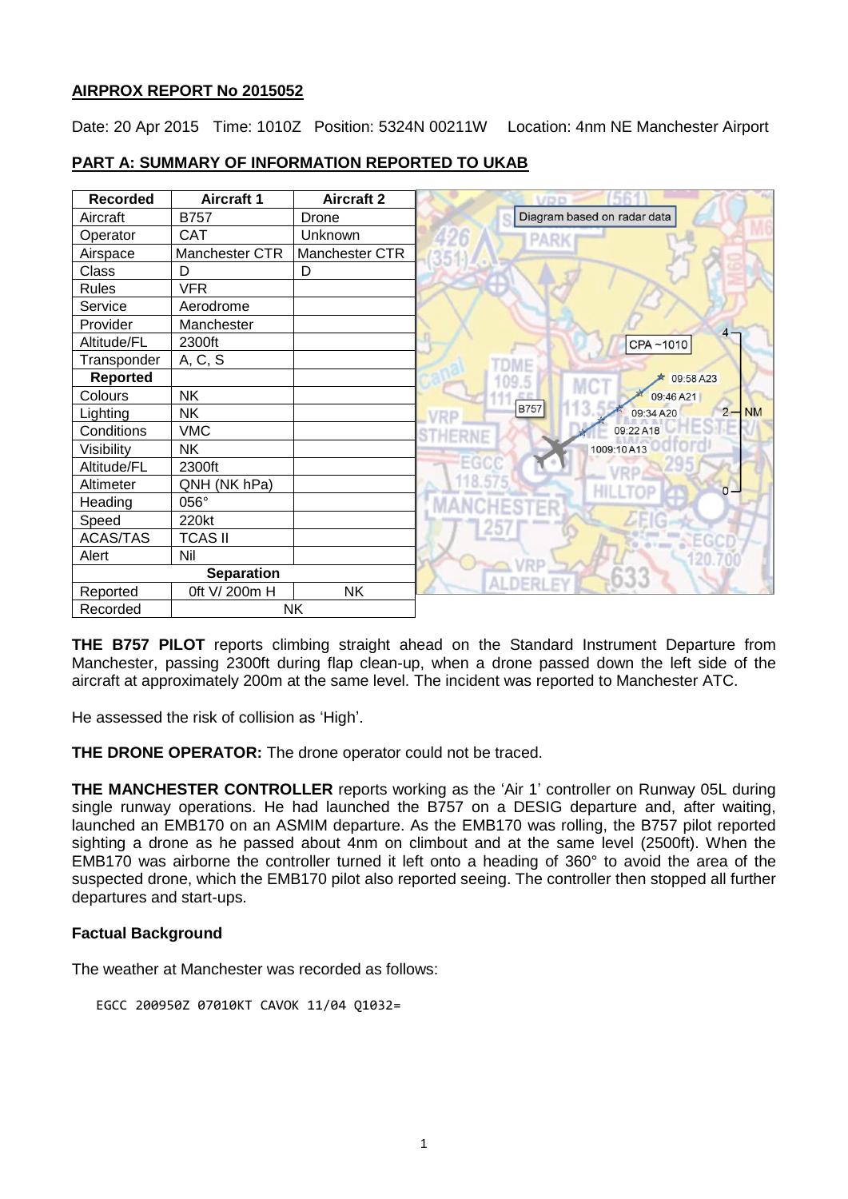**AIRPROX REPORT No 2015052**

Date: 20 Apr 2015 Time: 1010Z Position: 5324N 00211W Location: 4nm NE Manchester Airport

**PART A: SUMMARY OF INFORMATION REPORTED TO UKAB**

| Recorded | Aircraft 1 | Aircraft 2 |
|---|---|---|
| Aircraft | B757 | Drone |
| Operator | CAT | Unknown |
| Airspace | Manchester CTR | Manchester CTR |
| Class | D | D |
| Rules | VFR | |
| Service | Aerodrome | |
| Provider | Manchester | |
| Altitude/FL | 2300ft | |
| Transponder | A, C, S | |
| **Reported** | | |
| Colours | NK | |
| Lighting | NK | |
| Conditions | VMC | |
| Visibility | NK | |
| Altitude/FL | 2300ft | |
| Altimeter | QNH (NK hPa) | |
| Heading | 056° | |
| Speed | 220kt | |
| ACAS/TAS | TCAS II | |
| Alert | Nil | |
| **Separation** | | |
| Reported | 0ft V/ 200m H | NK |
| Recorded | NK | |

Diagram based on radar data

**THE B757 PILOT** reports climbing straight ahead on the Standard Instrument Departure from Manchester, passing 2300ft during flap clean-up, when a drone passed down the left side of the aircraft at approximately 200m at the same level. The incident was reported to Manchester ATC.

He assessed the risk of collision as 'High'.

**THE DRONE OPERATOR:** The drone operator could not be traced.

**THE MANCHESTER CONTROLLER** reports working as the 'Air 1' controller on Runway 05L during single runway operations. He had launched the B757 on a DESIG departure and, after waiting, launched an EMB170 on an ASMIM departure. As the EMB170 was rolling, the B757 pilot reported sighting a drone as he passed about 4nm on climbout and at the same level (2500ft). When the EMB170 was airborne the controller turned it left onto a heading of 360° to avoid the area of the suspected drone, which the EMB170 pilot also reported seeing. The controller then stopped all further departures and start-ups.

**Factual Background**

The weather at Manchester was recorded as follows:

```
EGCC 200950Z 07010KT CAVOK 11/04 Q1032=
```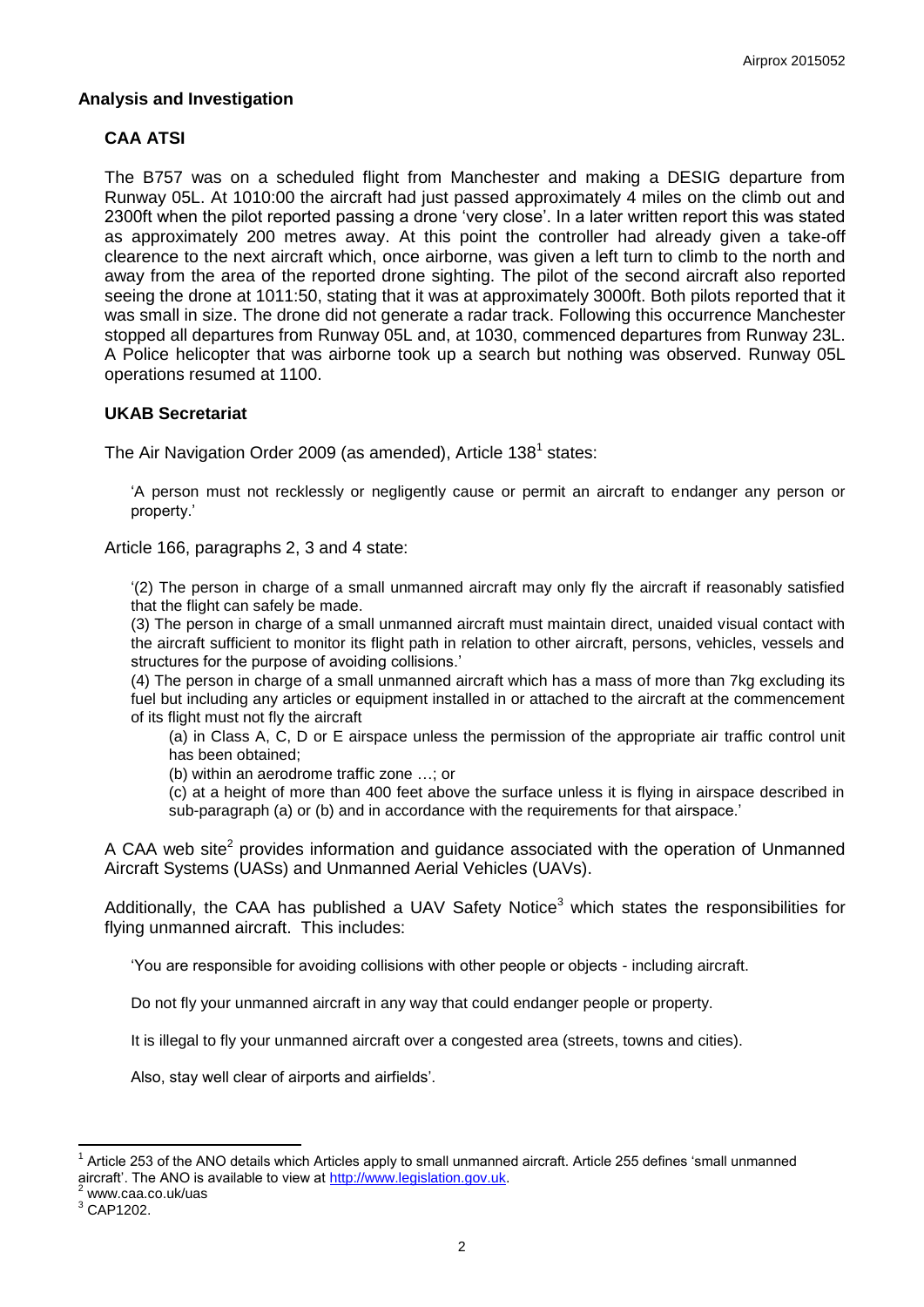## Analysis and Investigation

### CAA ATSI

The B757 was on a scheduled flight from Manchester and making a DESIG departure from Runway 05L. At 1010:00 the aircraft had just passed approximately 4 miles on the climb out and 2300ft when the pilot reported passing a drone 'very close'. In a later written report this was stated as approximately 200 metres away. At this point the controller had already given a take-off clearence to the next aircraft which, once airborne, was given a left turn to climb to the north and away from the area of the reported drone sighting. The pilot of the second aircraft also reported seeing the drone at 1011:50, stating that it was at approximately 3000ft. Both pilots reported that it was small in size. The drone did not generate a radar track. Following this occurrence Manchester stopped all departures from Runway 05L and, at 1030, commenced departures from Runway 23L. A Police helicopter that was airborne took up a search but nothing was observed. Runway 05L operations resumed at 1100.

### UKAB Secretariat

The Air Navigation Order 2009 (as amended), Article 138[1] states:

> 'A person must not recklessly or negligently cause or permit an aircraft to endanger any person or property.'

Article 166, paragraphs 2, 3 and 4 state:

> '(2) The person in charge of a small unmanned aircraft may only fly the aircraft if reasonably satisfied that the flight can safely be made.
>
> (3) The person in charge of a small unmanned aircraft must maintain direct, unaided visual contact with the aircraft sufficient to monitor its flight path in relation to other aircraft, persons, vehicles, vessels and structures for the purpose of avoiding collisions.'
>
> (4) The person in charge of a small unmanned aircraft which has a mass of more than 7kg excluding its fuel but including any articles or equipment installed in or attached to the aircraft at the commencement of its flight must not fly the aircraft
>
> (a) in Class A, C, D or E airspace unless the permission of the appropriate air traffic control unit has been obtained;
>
> (b) within an aerodrome traffic zone …; or
>
> (c) at a height of more than 400 feet above the surface unless it is flying in airspace described in sub-paragraph (a) or (b) and in accordance with the requirements for that airspace.'

A CAA web site[2] provides information and guidance associated with the operation of Unmanned Aircraft Systems (UASs) and Unmanned Aerial Vehicles (UAVs).

Additionally, the CAA has published a UAV Safety Notice[3] which states the responsibilities for flying unmanned aircraft. This includes:

> 'You are responsible for avoiding collisions with other people or objects - including aircraft.
>
> Do not fly your unmanned aircraft in any way that could endanger people or property.
>
> It is illegal to fly your unmanned aircraft over a congested area (streets, towns and cities).
>
> Also, stay well clear of airports and airfields'.

---

[1] Article 253 of the ANO details which Articles apply to small unmanned aircraft. Article 255 defines 'small unmanned aircraft'. The ANO is available to view at http://www.legislation.gov.uk.

[2] www.caa.co.uk/uas

[3] CAP1202.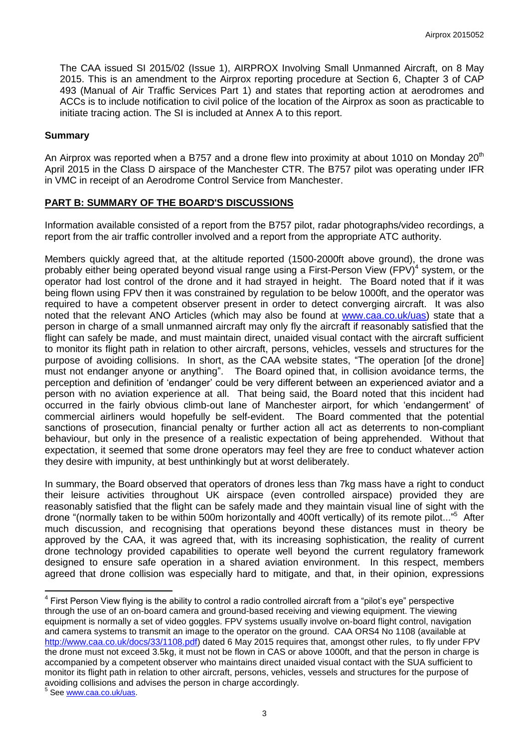The CAA issued SI 2015/02 (Issue 1), AIRPROX Involving Small Unmanned Aircraft, on 8 May 2015. This is an amendment to the Airprox reporting procedure at Section 6, Chapter 3 of CAP 493 (Manual of Air Traffic Services Part 1) and states that reporting action at aerodromes and ACCs is to include notification to civil police of the location of the Airprox as soon as practicable to initiate tracing action. The SI is included at Annex A to this report.

## Summary

An Airprox was reported when a B757 and a drone flew into proximity at about 1010 on Monday 20th April 2015 in the Class D airspace of the Manchester CTR. The B757 pilot was operating under IFR in VMC in receipt of an Aerodrome Control Service from Manchester.

## PART B: SUMMARY OF THE BOARD'S DISCUSSIONS

Information available consisted of a report from the B757 pilot, radar photographs/video recordings, a report from the air traffic controller involved and a report from the appropriate ATC authority.

Members quickly agreed that, at the altitude reported (1500-2000ft above ground), the drone was probably either being operated beyond visual range using a First-Person View (FPV)[4] system, or the operator had lost control of the drone and it had strayed in height. The Board noted that if it was being flown using FPV then it was constrained by regulation to be below 1000ft, and the operator was required to have a competent observer present in order to detect converging aircraft. It was also noted that the relevant ANO Articles (which may also be found at www.caa.co.uk/uas) state that a person in charge of a small unmanned aircraft may only fly the aircraft if reasonably satisfied that the flight can safely be made, and must maintain direct, unaided visual contact with the aircraft sufficient to monitor its flight path in relation to other aircraft, persons, vehicles, vessels and structures for the purpose of avoiding collisions. In short, as the CAA website states, "The operation [of the drone] must not endanger anyone or anything". The Board opined that, in collision avoidance terms, the perception and definition of 'endanger' could be very different between an experienced aviator and a person with no aviation experience at all. That being said, the Board noted that this incident had occurred in the fairly obvious climb-out lane of Manchester airport, for which 'endangerment' of commercial airliners would hopefully be self-evident. The Board commented that the potential sanctions of prosecution, financial penalty or further action all act as deterrents to non-compliant behaviour, but only in the presence of a realistic expectation of being apprehended. Without that expectation, it seemed that some drone operators may feel they are free to conduct whatever action they desire with impunity, at best unthinkingly but at worst deliberately.

In summary, the Board observed that operators of drones less than 7kg mass have a right to conduct their leisure activities throughout UK airspace (even controlled airspace) provided they are reasonably satisfied that the flight can be safely made and they maintain visual line of sight with the drone "(normally taken to be within 500m horizontally and 400ft vertically) of its remote pilot..."[5] After much discussion, and recognising that operations beyond these distances must in theory be approved by the CAA, it was agreed that, with its increasing sophistication, the reality of current drone technology provided capabilities to operate well beyond the current regulatory framework designed to ensure safe operation in a shared aviation environment. In this respect, members agreed that drone collision was especially hard to mitigate, and that, in their opinion, expressions

---

[4] First Person View flying is the ability to control a radio controlled aircraft from a "pilot's eye" perspective through the use of an on-board camera and ground-based receiving and viewing equipment. The viewing equipment is normally a set of video goggles. FPV systems usually involve on-board flight control, navigation and camera systems to transmit an image to the operator on the ground. CAA ORS4 No 1108 (available at http://www.caa.co.uk/docs/33/1108.pdf) dated 6 May 2015 requires that, amongst other rules, to fly under FPV the drone must not exceed 3.5kg, it must not be flown in CAS or above 1000ft, and that the person in charge is accompanied by a competent observer who maintains direct unaided visual contact with the SUA sufficient to monitor its flight path in relation to other aircraft, persons, vehicles, vessels and structures for the purpose of avoiding collisions and advises the person in charge accordingly.

[5] See www.caa.co.uk/uas.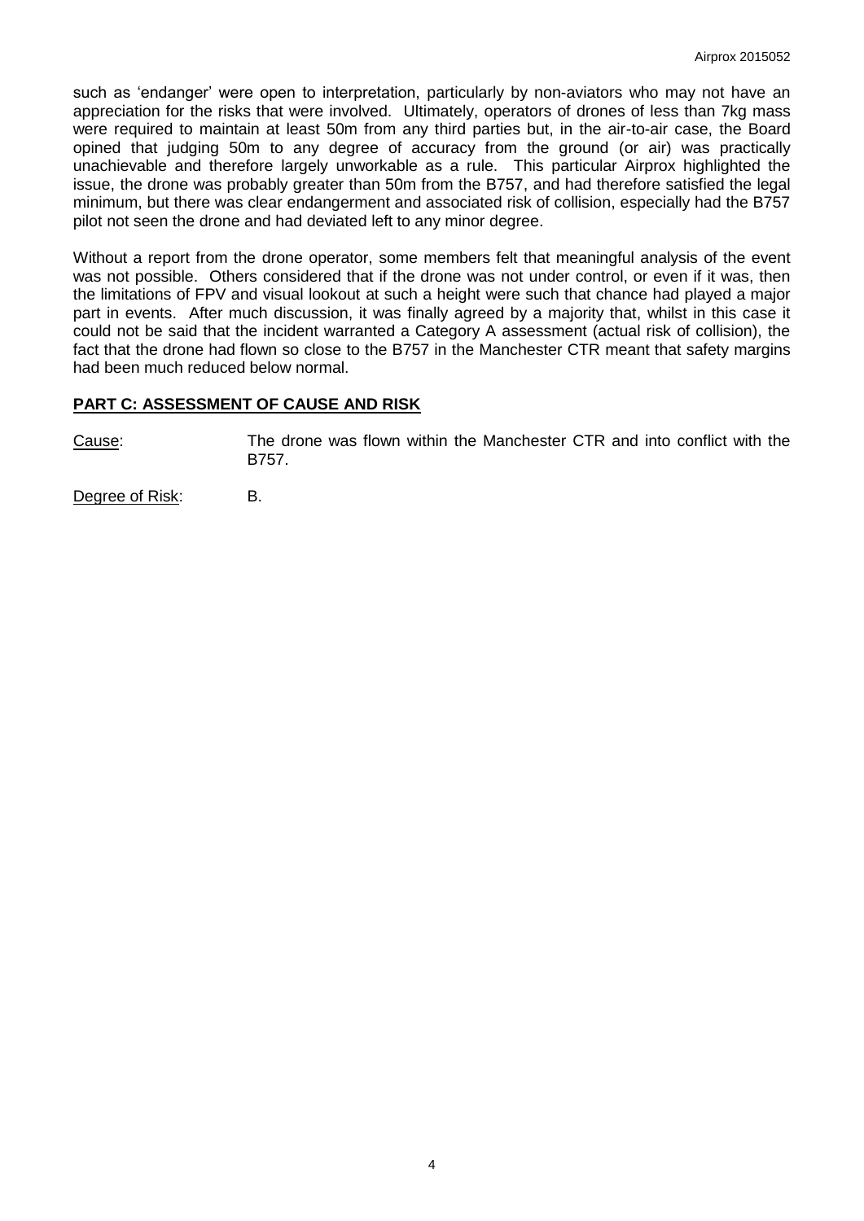such as 'endanger' were open to interpretation, particularly by non-aviators who may not have an appreciation for the risks that were involved. Ultimately, operators of drones of less than 7kg mass were required to maintain at least 50m from any third parties but, in the air-to-air case, the Board opined that judging 50m to any degree of accuracy from the ground (or air) was practically unachievable and therefore largely unworkable as a rule. This particular Airprox highlighted the issue, the drone was probably greater than 50m from the B757, and had therefore satisfied the legal minimum, but there was clear endangerment and associated risk of collision, especially had the B757 pilot not seen the drone and had deviated left to any minor degree.

Without a report from the drone operator, some members felt that meaningful analysis of the event was not possible. Others considered that if the drone was not under control, or even if it was, then the limitations of FPV and visual lookout at such a height were such that chance had played a major part in events. After much discussion, it was finally agreed by a majority that, whilst in this case it could not be said that the incident warranted a Category A assessment (actual risk of collision), the fact that the drone had flown so close to the B757 in the Manchester CTR meant that safety margins had been much reduced below normal.

## PART C: ASSESSMENT OF CAUSE AND RISK

Cause: The drone was flown within the Manchester CTR and into conflict with the B757.

Degree of Risk: B.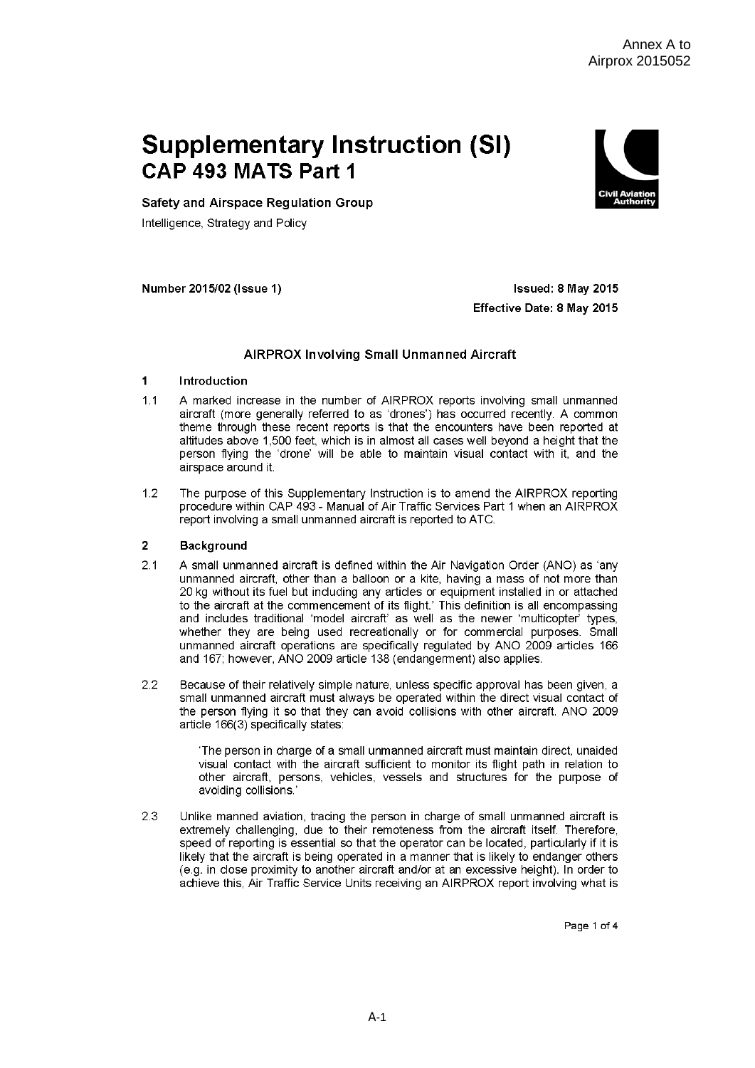Annex A to
Airprox 2015052

# Supplementary Instruction (SI)
## CAP 493 MATS Part 1

**Safety and Airspace Regulation Group**

Intelligence, Strategy and Policy

**Number 2015/02 (Issue 1)**

**Issued: 8 May 2015**
**Effective Date: 8 May 2015**

### AIRPROX Involving Small Unmanned Aircraft

**1 Introduction**

1.1 A marked increase in the number of AIRPROX reports involving small unmanned aircraft (more generally referred to as 'drones') has occurred recently. A common theme through these recent reports is that the encounters have been reported at altitudes above 1,500 feet, which is in almost all cases well beyond a height that the person flying the 'drone' will be able to maintain visual contact with it, and the airspace around it.

1.2 The purpose of this Supplementary Instruction is to amend the AIRPROX reporting procedure within CAP 493 - Manual of Air Traffic Services Part 1 when an AIRPROX report involving a small unmanned aircraft is reported to ATC.

**2 Background**

2.1 A small unmanned aircraft is defined within the Air Navigation Order (ANO) as 'any unmanned aircraft, other than a balloon or a kite, having a mass of not more than 20 kg without its fuel but including any articles or equipment installed in or attached to the aircraft at the commencement of its flight.' This definition is all encompassing and includes traditional 'model aircraft' as well as the newer 'multicopter' types, whether they are being used recreationally or for commercial purposes. Small unmanned aircraft operations are specifically regulated by ANO 2009 articles 166 and 167; however, ANO 2009 article 138 (endangerment) also applies.

2.2 Because of their relatively simple nature, unless specific approval has been given, a small unmanned aircraft must always be operated within the direct visual contact of the person flying it so that they can avoid collisions with other aircraft. ANO 2009 article 166(3) specifically states:

> 'The person in charge of a small unmanned aircraft must maintain direct, unaided visual contact with the aircraft sufficient to monitor its flight path in relation to other aircraft, persons, vehicles, vessels and structures for the purpose of avoiding collisions.'

2.3 Unlike manned aviation, tracing the person in charge of small unmanned aircraft is extremely challenging, due to their remoteness from the aircraft itself. Therefore, speed of reporting is essential so that the operator can be located, particularly if it is likely that the aircraft is being operated in a manner that is likely to endanger others (e.g. in close proximity to another aircraft and/or at an excessive height). In order to achieve this, Air Traffic Service Units receiving an AIRPROX report involving what is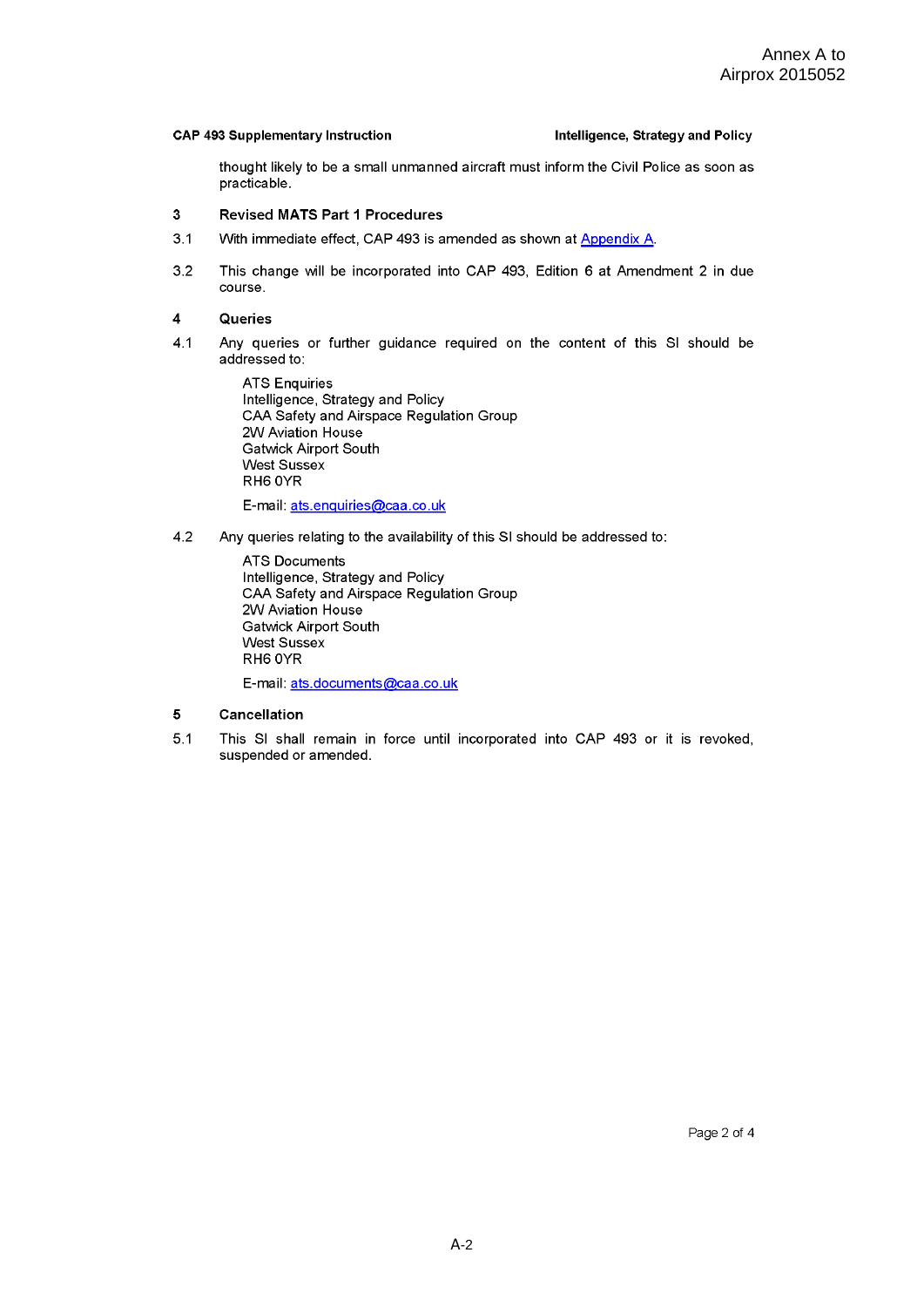thought likely to be a small unmanned aircraft must inform the Civil Police as soon as practicable.

## 3 Revised MATS Part 1 Procedures

3.1 With immediate effect, CAP 493 is amended as shown at Appendix A.

3.2 This change will be incorporated into CAP 493, Edition 6 at Amendment 2 in due course.

## 4 Queries

4.1 Any queries or further guidance required on the content of this SI should be addressed to:

ATS Enquiries
Intelligence, Strategy and Policy
CAA Safety and Airspace Regulation Group
2W Aviation House
Gatwick Airport South
West Sussex
RH6 0YR

E-mail: ats.enquiries@caa.co.uk

4.2 Any queries relating to the availability of this SI should be addressed to:

ATS Documents
Intelligence, Strategy and Policy
CAA Safety and Airspace Regulation Group
2W Aviation House
Gatwick Airport South
West Sussex
RH6 0YR

E-mail: ats.documents@caa.co.uk

## 5 Cancellation

5.1 This SI shall remain in force until incorporated into CAP 493 or it is revoked, suspended or amended.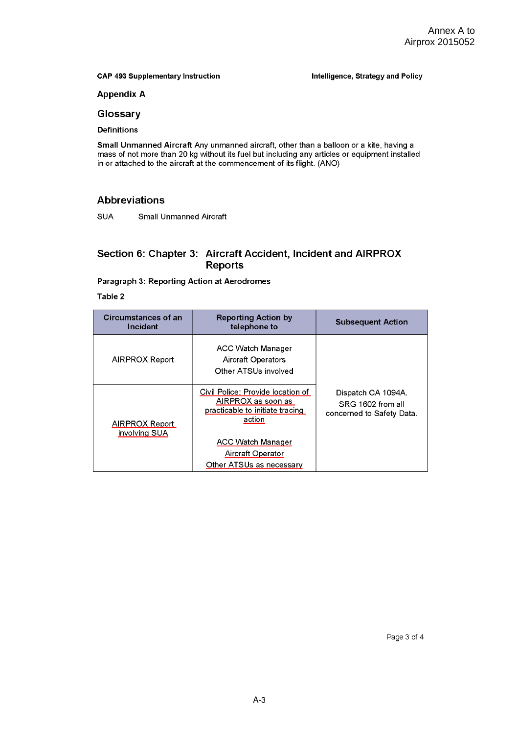Annex A to
Airprox 2015052

**CAP 493 Supplementary Instruction** | **Intelligence, Strategy and Policy**

## Appendix A

## Glossary

### Definitions

**Small Unmanned Aircraft** Any unmanned aircraft, other than a balloon or a kite, having a mass of not more than 20 kg without its fuel but including any articles or equipment installed in or attached to the aircraft at the commencement of its flight. (ANO)

## Abbreviations

SUA    Small Unmanned Aircraft

## Section 6: Chapter 3: Aircraft Accident, Incident and AIRPROX Reports

### Paragraph 3: Reporting Action at Aerodromes

**Table 2**

| Circumstances of an Incident | Reporting Action by telephone to | Subsequent Action |
|---|---|---|
| AIRPROX Report | ACC Watch Manager<br>Aircraft Operators<br>Other ATSUs involved | Dispatch CA 1094A.<br>SRG 1602 from all concerned to Safety Data. |
| AIRPROX Report involving SUA | Civil Police: Provide location of AIRPROX as soon as practicable to initiate tracing action<br><br>ACC Watch Manager<br>Aircraft Operator<br>Other ATSUs as necessary | |

A-3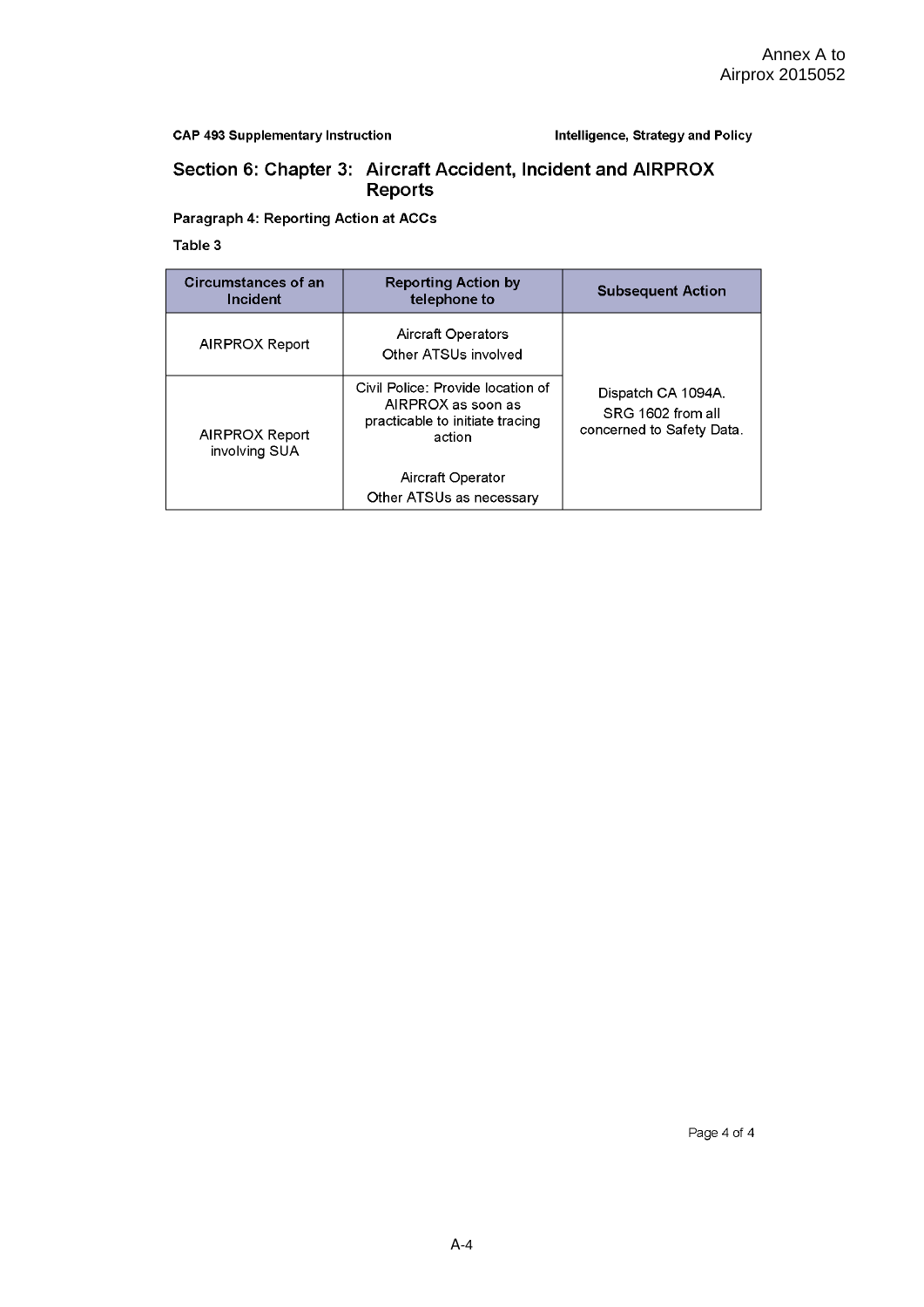Annex A to
Airprox 2015052

**CAP 493 Supplementary Instruction** **Intelligence, Strategy and Policy**

## Section 6: Chapter 3: Aircraft Accident, Incident and AIRPROX Reports

**Paragraph 4: Reporting Action at ACCs**

**Table 3**

| Circumstances of an Incident | Reporting Action by telephone to | Subsequent Action |
|---|---|---|
| AIRPROX Report | Aircraft Operators<br>Other ATSUs involved | Dispatch CA 1094A.<br>SRG 1602 from all concerned to Safety Data. |
| AIRPROX Report involving SUA | Civil Police: Provide location of AIRPROX as soon as practicable to initiate tracing action<br><br>Aircraft Operator<br>Other ATSUs as necessary | |